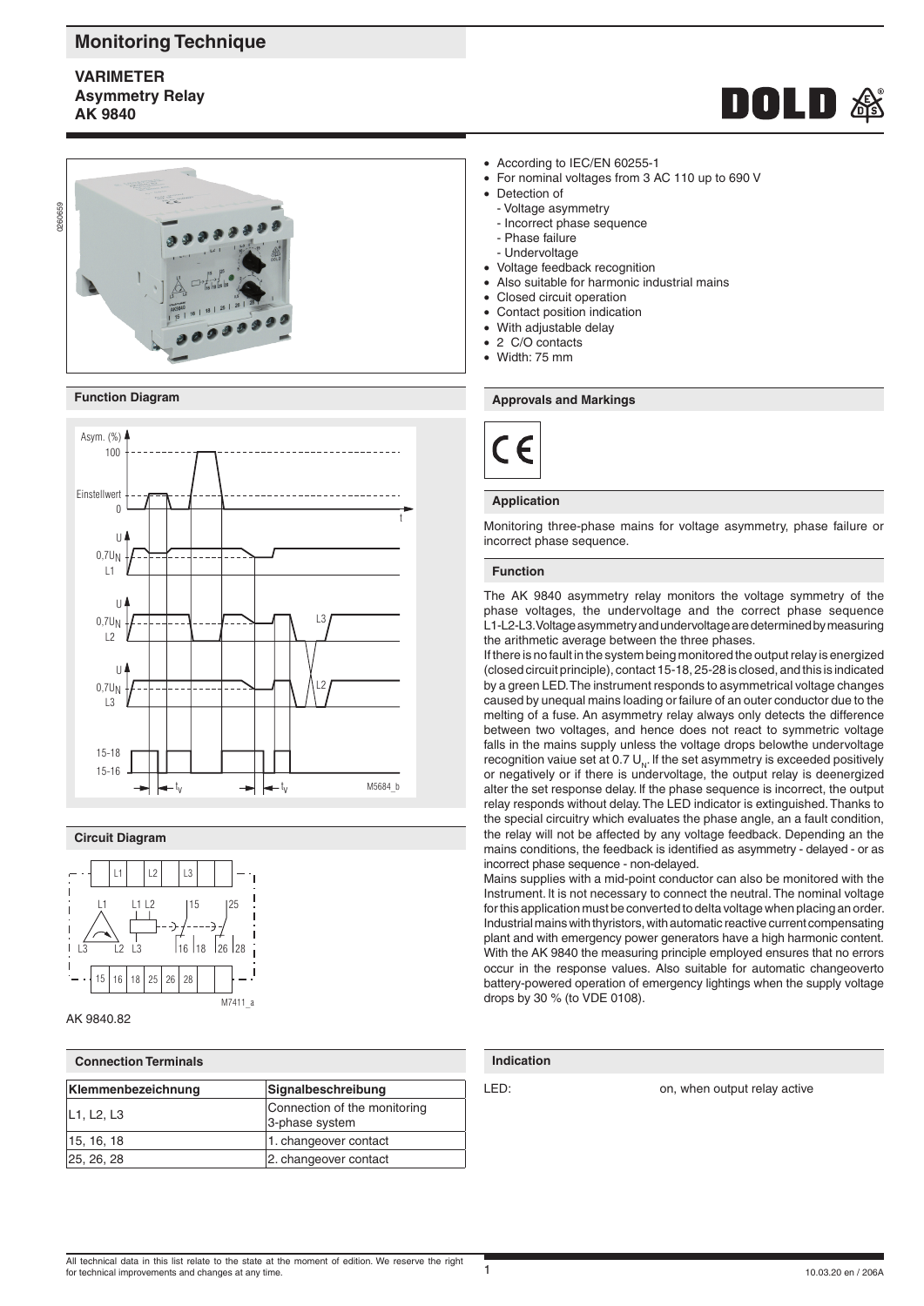# Monitoring Technique

**VARIMETER**
**Asymmetry Relay**
**AK 9840**

- According to IEC/EN 60255-1
- For nominal voltages from 3 AC 110 up to 690 V
- Detection of
  - Voltage asymmetry
  - Incorrect phase sequence
  - Phase failure
  - Undervoltage
- Voltage feedback recognition
- Also suitable for harmonic industrial mains
- Closed circuit operation
- Contact position indication
- With adjustable delay
- 2 C/O contacts
- Width: 75 mm

## Function Diagram

## Approvals and Markings

## Application

Monitoring three-phase mains for voltage asymmetry, phase failure or incorrect phase sequence.

## Function

The AK 9840 asymmetry relay monitors the voltage symmetry of the phase voltages, the undervoltage and the correct phase sequence L1-L2-L3. Voltage asymmetry and undervoltage are determined by measuring the arithmetic average between the three phases.

If there is no fault in the system being monitored the output relay is energized (closed circuit principle), contact 15-18, 25-28 is closed, and this is indicated by a green LED. The instrument responds to asymmetrical voltage changes caused by unequal mains loading or failure of an outer conductor due to the melting of a fuse. An asymmetry relay always only detects the difference between two voltages, and hence does not react to symmetric voltage falls in the mains supply unless the voltage drops belowthe undervoltage recognition vaiue set at 0.7 $U_N$. If the set asymmetry is exceeded positively or negatively or if there is undervoltage, the output relay is deenergized alter the set response delay. If the phase sequence is incorrect, the output relay responds without delay. The LED indicator is extinguished. Thanks to the special circuitry which evaluates the phase angle, an a fault condition, the relay will not be affected by any voltage feedback. Depending an the mains conditions, the feedback is identified as asymmetry - delayed - or as incorrect phase sequence - non-delayed.

Mains supplies with a mid-point conductor can also be monitored with the Instrument. It is not necessary to connect the neutral. The nominal voltage for this application must be converted to delta voltage when placing an order. Industrial mains with thyristors, with automatic reactive current compensating plant and with emergency power generators have a high harmonic content. With the AK 9840 the measuring principle employed ensures that no errors occur in the response values. Also suitable for automatic changeoverto battery-powered operation of emergency lightings when the supply voltage drops by 30 % (to VDE 0108).

## Circuit Diagram

AK 9840.82

## Connection Terminals

| Klemmenbezeichnung | Signalbeschreibung |
|---|---|
| L1, L2, L3 | Connection of the monitoring 3-phase system |
| 15, 16, 18 | 1. changeover contact |
| 25, 26, 28 | 2. changeover contact |

## Indication

LED: on, when output relay active

All technical data in this list relate to the state at the moment of edition. We reserve the right for technical improvements and changes at any time.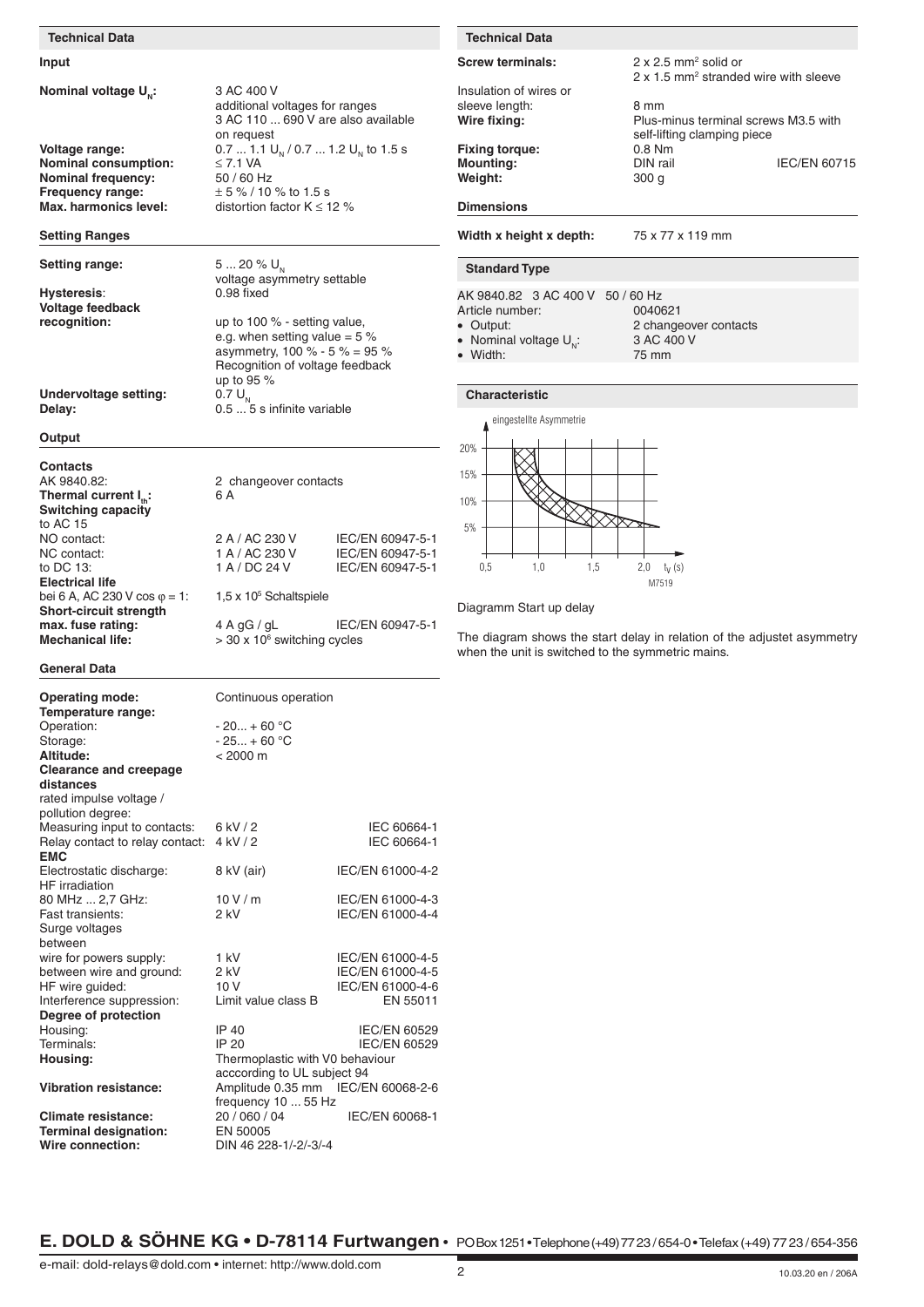## Technical Data

### Input

| | | |
|---|---|---|
| **Nominal voltage $U_N$:** | 3 AC 400 V additional voltages for ranges 3 AC 110 ... 690 V are also available on request | |
| **Voltage range:** | 0.7 ... 1.1 $U_N$ / 0.7 ... 1.2 $U_N$ to 1.5 s | |
| **Nominal consumption:** | ≤ 7.1 VA | |
| **Nominal frequency:** | 50 / 60 Hz | |
| **Frequency range:** | ± 5 % / 10 % to 1.5 s | |
| **Max. harmonics level:** | distortion factor K ≤ 12 % | |

### Setting Ranges

| | | |
|---|---|---|
| **Setting range:** | 5 ... 20 % $U_N$ voltage asymmetry settable | |
| **Hysteresis:** | 0.98 fixed | |
| **Voltage feedback recognition:** | up to 100 % - setting value, e.g. when setting value = 5 % asymmetry, 100 % - 5 % = 95 % Recognition of voltage feedback up to 95 % | |
| **Undervoltage setting:** | 0.7 $U_N$ | |
| **Delay:** | 0.5 ... 5 s infinite variable | |

### Output

| | | |
|---|---|---|
| **Contacts** | | |
| AK 9840.82: | 2 changeover contacts | |
| **Thermal current $I_{th}$:** | 6 A | |
| **Switching capacity** | | |
| to AC 15 | | |
| NO contact: | 2 A / AC 230 V | IEC/EN 60947-5-1 |
| NC contact: | 1 A / AC 230 V | IEC/EN 60947-5-1 |
| to DC 13: | 1 A / DC 24 V | IEC/EN 60947-5-1 |
| **Electrical life** | | |
| bei 6 A, AC 230 V cos φ = 1: | 1,5 x $10^5$ Schaltspiele | |
| **Short-circuit strength** | | |
| **max. fuse rating:** | 4 A gG / gL | IEC/EN 60947-5-1 |
| **Mechanical life:** | > 30 x $10^6$ switching cycles | |

### General Data

| | | |
|---|---|---|
| **Operating mode:** | Continuous operation | |
| **Temperature range:** | | |
| Operation: | - 20... + 60 °C | |
| Storage: | - 25... + 60 °C | |
| **Altitude:** | < 2000 m | |
| **Clearance and creepage distances** | | |
| rated impulse voltage / pollution degree: | | |
| Measuring input to contacts: | 6 kV / 2 | IEC 60664-1 |
| Relay contact to relay contact: | 4 kV / 2 | IEC 60664-1 |
| **EMC** | | |
| Electrostatic discharge: | 8 kV (air) | IEC/EN 61000-4-2 |
| HF irradiation | | |
| 80 MHz ... 2,7 GHz: | 10 V / m | IEC/EN 61000-4-3 |
| Fast transients: | 2 kV | IEC/EN 61000-4-4 |
| Surge voltages between | | |
| wire for powers supply: | 1 kV | IEC/EN 61000-4-5 |
| between wire and ground: | 2 kV | IEC/EN 61000-4-5 |
| HF wire guided: | 10 V | IEC/EN 61000-4-6 |
| Interference suppression: | Limit value class B | EN 55011 |
| **Degree of protection** | | |
| Housing: | IP 40 | IEC/EN 60529 |
| Terminals: | IP 20 | IEC/EN 60529 |
| **Housing:** | Thermoplastic with V0 behaviour acccording to UL subject 94 | |
| **Vibration resistance:** | Amplitude 0.35 mm frequency 10 ... 55 Hz | IEC/EN 60068-2-6 |
| **Climate resistance:** | 20 / 060 / 04 | IEC/EN 60068-1 |
| **Terminal designation:** | EN 50005 | |
| **Wire connection:** | DIN 46 228-1/-2/-3/-4 | |

## Technical Data

| | | |
|---|---|---|
| **Screw terminals:** | 2 x 2.5 mm² solid or 2 x 1.5 mm² stranded wire with sleeve | |
| Insulation of wires or sleeve length: | 8 mm | |
| **Wire fixing:** | Plus-minus terminal screws M3.5 with self-lifting clamping piece | |
| **Fixing torque:** | 0.8 Nm | |
| **Mounting:** | DIN rail | IEC/EN 60715 |
| **Weight:** | 300 g | |

### Dimensions

**Width x height x depth:** 75 x 77 x 119 mm

## Standard Type

AK 9840.82 3 AC 400 V 50 / 60 Hz
Article number: 0040621
- Output: 2 changeover contacts
- Nominal voltage $U_N$: 3 AC 400 V
- Width: 75 mm

## Characteristic

eingestellte Asymmetrie
20%
15%
10%
5%
0,5
1,0
1,5
2,0
$t_V$ (s)
M7519

Diagramm Start up delay

The diagram shows the start delay in relation of the adjustet asymmetry when the unit is switched to the symmetric mains.

**E. DOLD & SÖHNE KG • D-78114 Furtwangen** • PO Box 1251 • Telephone (+49) 77 23 / 654-0 • Telefax (+49) 77 23 / 654-356

e-mail: dold-relays@dold.com • internet: http://www.dold.com

10.03.20 en / 206A